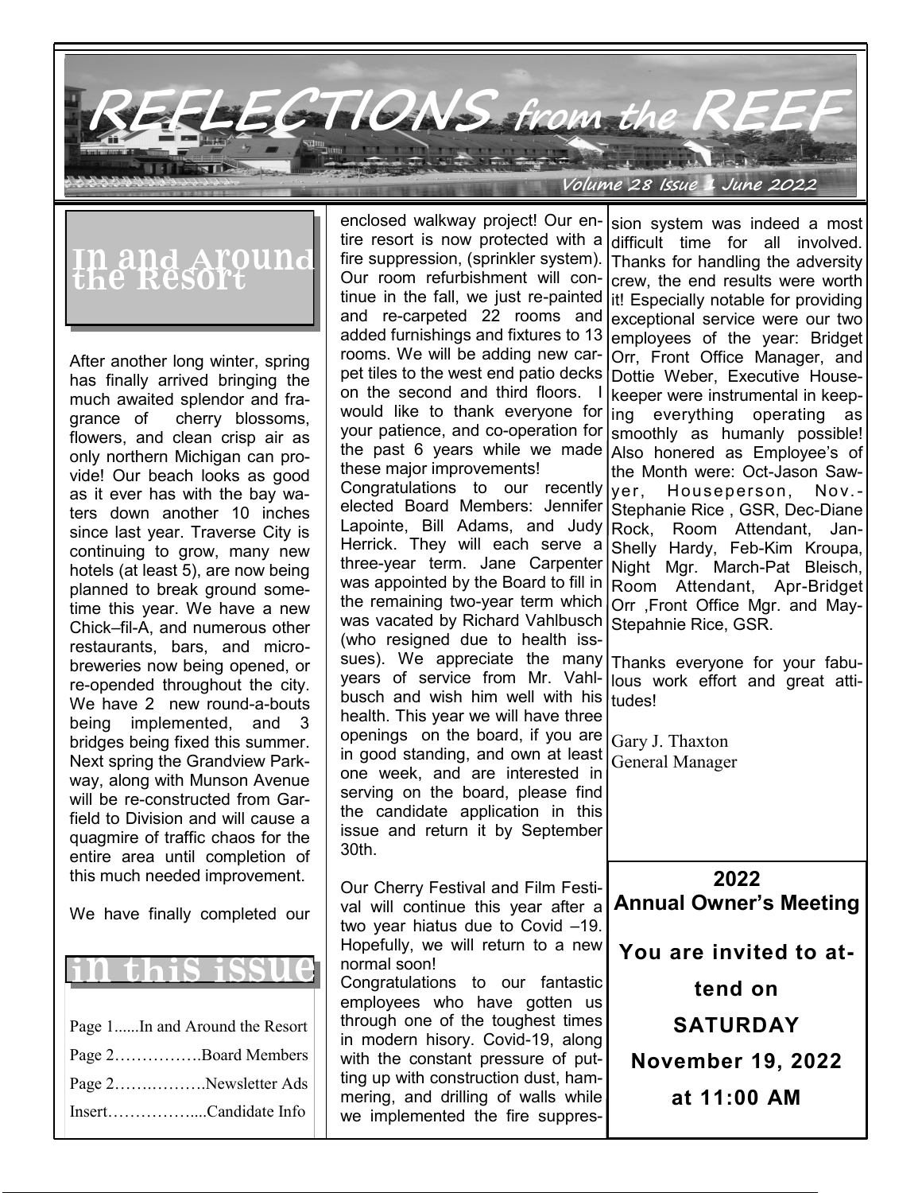# REFLECTIONS from the REEF

Volume 28 Issue 1 June 2022

## In and Around the Resort

After another long winter, spring has finally arrived bringing the much awaited splendor and fragrance of cherry blossoms, flowers, and clean crisp air as only northern Michigan can provide! Our beach looks as good as it ever has with the bay waters down another 10 inches since last year. Traverse City is continuing to grow, many new hotels (at least 5), are now being planned to break ground sometime this year. We have a new Chick–fil-A, and numerous other restaurants, bars, and micro-breweries now being opened, or re-opended throughout the city. We have 2 new round-a-bouts being implemented, and 3 bridges being fixed this summer. Next spring the Grandview Parkway, along with Munson Avenue will be re-constructed from Garfield to Division and will cause a quagmire of traffic chaos for the entire area until completion of this much needed improvement.

We have finally completed our enclosed walkway project! Our entire resort is now protected with a fire suppression, (sprinkler system). Our room refurbishment will continue in the fall, we just re-painted and re-carpeted 22 rooms and added furnishings and fixtures to 13 rooms. We will be adding new carpet tiles to the west end patio decks on the second and third floors. I would like to thank everyone for your patience, and co-operation for the past 6 years while we made these major improvements!

Congratulations to our recently elected Board Members: Jennifer Lapointe, Bill Adams, and Judy Herrick. They will each serve a three-year term. Jane Carpenter was appointed by the Board to fill in the remaining two-year term which was vacated by Richard Vahlbusch (who resigned due to health issues). We appreciate the many years of service from Mr. Vahlbusch and wish him well with his health. This year we will have three openings on the board, if you are in good standing, and own at least one week, and are interested in serving on the board, please find the candidate application in this issue and return it by September 30th.

Our Cherry Festival and Film Festival will continue this year after a two year hiatus due to Covid –19. Hopefully, we will return to a new normal soon!

Congratulations to our fantastic employees who have gotten us through one of the toughest times in modern hisory. Covid-19, along with the constant pressure of putting up with construction dust, hammering, and drilling of walls while we implemented the fire suppression system was indeed a most difficult time for all involved. Thanks for handling the adversity crew, the end results were worth it! Especially notable for providing exceptional service were our two employees of the year: Bridget Orr, Front Office Manager, and Dottie Weber, Executive Housekeeper were instrumental in keeping everything operating as smoothly as humanly possible! Also honored as Employee's of the Month were: Oct-Jason Sawyer, Houseperson, Nov.-Stephanie Rice , GSR, Dec-Diane Rock, Room Attendant, Jan-Shelly Hardy, Feb-Kim Kroupa, Night Mgr. March-Pat Bleisch, Room Attendant, Apr-Bridget Orr ,Front Office Mgr. and May-Stepahnie Rice, GSR.

Thanks everyone for your fabulous work effort and great attitudes!

Gary J. Thaxton
General Manager

## in this issue

Page 1......In and Around the Resort
Page 2…………….Board Members
Page 2……..……….Newsletter Ads
Insert……………....Candidate Info

**2022**
**Annual Owner's Meeting**

**You are invited to attend on**

**SATURDAY**

**November 19, 2022**

**at 11:00 AM**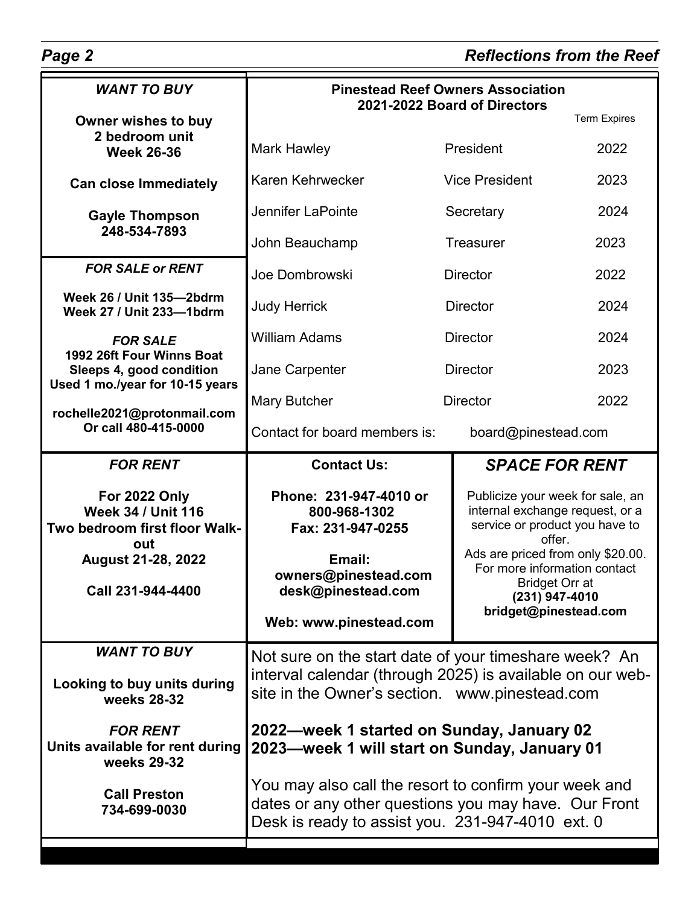*WANT TO BUY*

**Owner wishes to buy 2 bedroom unit Week 26-36**

**Can close Immediately**

**Gayle Thompson**
**248-534-7893**

*FOR SALE or RENT*

**Week 26 / Unit 135—2bdrm**
**Week 27 / Unit 233—1bdrm**

*FOR SALE*
**1992 26ft Four Winns Boat**
**Sleeps 4, good condition**
**Used 1 mo./year for 10-15 years**

**rochelle2021@protonmail.com**
**Or call 480-415-0000**

*FOR RENT*

**For 2022 Only**
**Week 34 / Unit 116**
**Two bedroom first floor Walk-out**
**August 21-28, 2022**

**Call 231-944-4400**

*WANT TO BUY*

**Looking to buy units during weeks 28-32**

*FOR RENT*
**Units available for rent during weeks 29-32**

**Call Preston**
**734-699-0030**

## Pinestead Reef Owners Association
### 2021-2022 Board of Directors

| Name | Position | Term Expires |
|---|---|---|
| Mark Hawley | President | 2022 |
| Karen Kehrwecker | Vice President | 2023 |
| Jennifer LaPointe | Secretary | 2024 |
| John Beauchamp | Treasurer | 2023 |
| Joe Dombrowski | Director | 2022 |
| Judy Herrick | Director | 2024 |
| William Adams | Director | 2024 |
| Jane Carpenter | Director | 2023 |
| Mary Butcher | Director | 2022 |

Contact for board members is: board@pinestead.com

**Contact Us:**

**Phone: 231-947-4010 or 800-968-1302**
**Fax: 231-947-0255**

**Email:**
**owners@pinestead.com**
**desk@pinestead.com**

**Web: www.pinestead.com**

*SPACE FOR RENT*

Publicize your week for sale, an internal exchange request, or a service or product you have to offer.
Ads are priced from only $20.00.
For more information contact Bridget Orr at
**(231) 947-4010**
**bridget@pinestead.com**

Not sure on the start date of your timeshare week? An interval calendar (through 2025) is available on our website in the Owner's section. www.pinestead.com

**2022—week 1 started on Sunday, January 02**
**2023—week 1 will start on Sunday, January 01**

You may also call the resort to confirm your week and dates or any other questions you may have. Our Front Desk is ready to assist you. 231-947-4010 ext. 0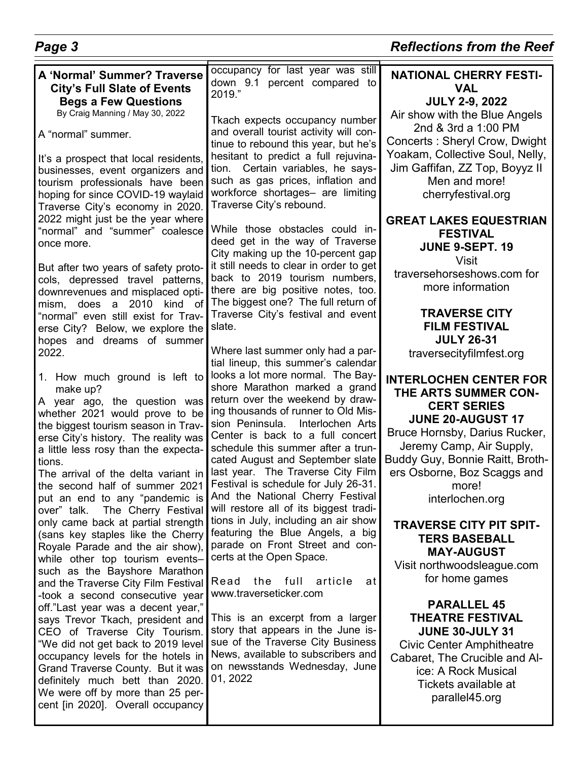## A 'Normal' Summer? Traverse City's Full Slate of Events Begs a Few Questions

By Craig Manning / May 30, 2022

A "normal" summer.

It's a prospect that local residents, businesses, event organizers and tourism professionals have been hoping for since COVID-19 waylaid Traverse City's economy in 2020. 2022 might just be the year where "normal" and "summer" coalesce once more.

But after two years of safety protocols, depressed travel patterns, downrevenues and misplaced optimism, does a 2010 kind of "normal" even still exist for Traverse City? Below, we explore the hopes and dreams of summer 2022.

1. How much ground is left to make up?

A year ago, the question was whether 2021 would prove to be the biggest tourism season in Traverse City's history. The reality was a little less rosy than the expectations.

The arrival of the delta variant in the second half of summer 2021 put an end to any "pandemic is over" talk. The Cherry Festival only came back at partial strength (sans key staples like the Cherry Royale Parade and the air show), while other top tourism events– such as the Bayshore Marathon and the Traverse City Film Festival -took a second consecutive year off."Last year was a decent year," says Trevor Tkach, president and CEO of Traverse City Tourism. "We did not get back to 2019 level occupancy levels for the hotels in Grand Traverse County. But it was definitely much bett than 2020. We were off by more than 25 percent [in 2020]. Overall occupancy for last year was still down 9.1 percent compared to 2019."

Tkach expects occupancy number and overall tourist activity will continue to rebound this year, but he's hesitant to predict a full rejuvination. Certain variables, he says- such as gas prices, inflation and workforce shortages– are limiting Traverse City's rebound.

While those obstacles could indeed get in the way of Traverse City making up the 10-percent gap it still needs to clear in order to get back to 2019 tourism numbers, there are big positive notes, too. The biggest one? The full return of Traverse City's festival and event slate.

Where last summer only had a partial lineup, this summer's calendar looks a lot more normal. The Bayshore Marathon marked a grand return over the weekend by drawing thousands of runner to Old Mission Peninsula. Interlochen Arts Center is back to a full concert schedule this summer after a truncated August and September slate last year. The Traverse City Film Festival is schedule for July 26-31. And the National Cherry Festival will restore all of its biggest traditions in July, including an air show featuring the Blue Angels, a big parade on Front Street and concerts at the Open Space.

Read the full article at www.traverseticker.com

This is an excerpt from a larger story that appears in the June issue of the Traverse City Business News, available to subscribers and on newsstands Wednesday, June 01, 2022

**NATIONAL CHERRY FESTIVAL**
**JULY 2-9, 2022**
Air show with the Blue Angels 2nd & 3rd a 1:00 PM
Concerts : Sheryl Crow, Dwight Yoakam, Collective Soul, Nelly, Jim Gaffifan, ZZ Top, Boyyz II Men and more!
cherryfestival.org

**GREAT LAKES EQUESTRIAN FESTIVAL**
**JUNE 9-SEPT. 19**
Visit traversehorseshows.com for more information

**TRAVERSE CITY FILM FESTIVAL**
**JULY 26-31**
traversecityfilmfest.org

**INTERLOCHEN CENTER FOR THE ARTS SUMMER CONCERT SERIES**
**JUNE 20-AUGUST 17**
Bruce Hornsby, Darius Rucker, Jeremy Camp, Air Supply, Buddy Guy, Bonnie Raitt, Brothers Osborne, Boz Scaggs and more!
interlochen.org

**TRAVERSE CITY PIT SPITTERS BASEBALL**
**MAY-AUGUST**
Visit northwoodsleague.com for home games

**PARALLEL 45 THEATRE FESTIVAL**
**JUNE 30-JULY 31**
Civic Center Amphitheatre
Cabaret, The Crucible and Alice: A Rock Musical
Tickets available at parallel45.org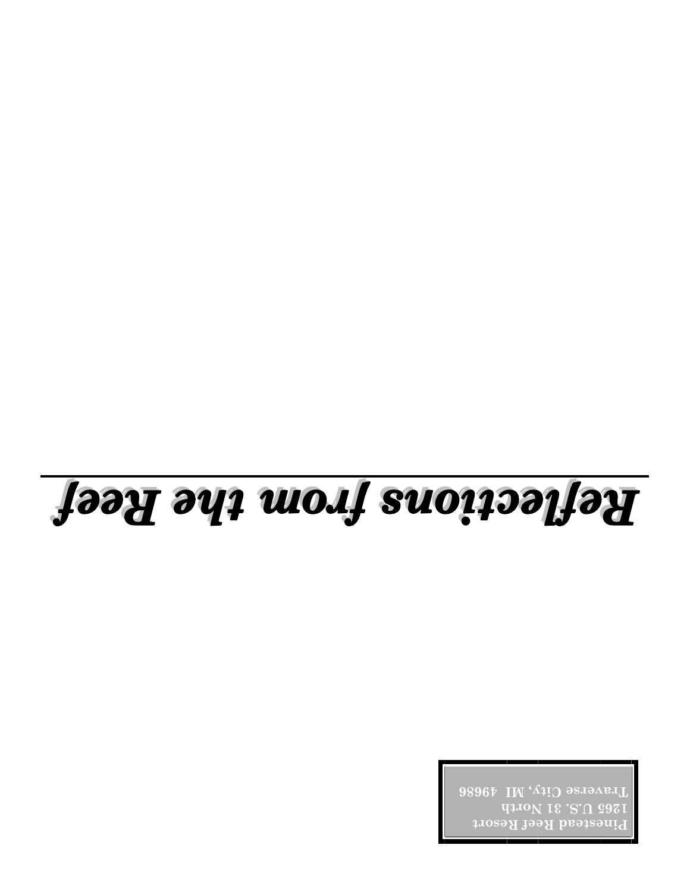# *Reflections from the Reef*

**Pinestead Reef Resort**
**1265 U.S. 31 North**
**Traverse City, MI 49686**